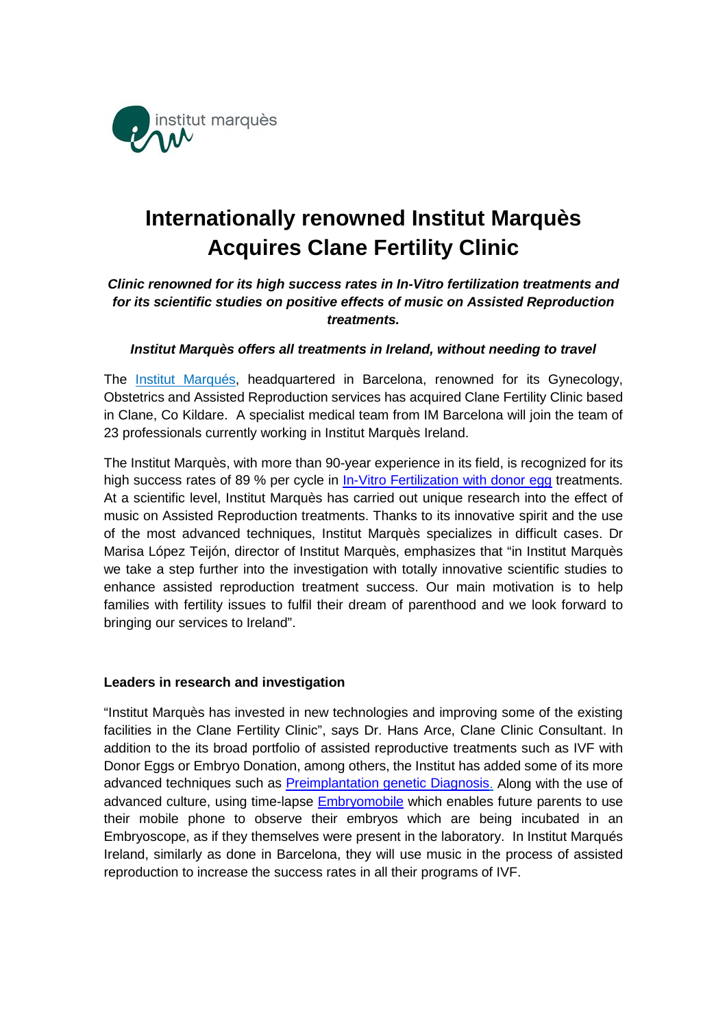institut marquès

# Internationally renowned Institut Marquès Acquires Clane Fertility Clinic

***Clinic renowned for its high success rates in In-Vitro fertilization treatments and for its scientific studies on positive effects of music on Assisted Reproduction treatments.***

***Institut Marquès offers all treatments in Ireland, without needing to travel***

The Institut Marqués, headquartered in Barcelona, renowned for its Gynecology, Obstetrics and Assisted Reproduction services has acquired Clane Fertility Clinic based in Clane, Co Kildare. A specialist medical team from IM Barcelona will join the team of 23 professionals currently working in Institut Marquès Ireland.

The Institut Marquès, with more than 90-year experience in its field, is recognized for its high success rates of 89 % per cycle in In-Vitro Fertilization with donor egg treatments. At a scientific level, Institut Marquès has carried out unique research into the effect of music on Assisted Reproduction treatments. Thanks to its innovative spirit and the use of the most advanced techniques, Institut Marquès specializes in difficult cases. Dr Marisa López Teijón, director of Institut Marquès, emphasizes that "in Institut Marquès we take a step further into the investigation with totally innovative scientific studies to enhance assisted reproduction treatment success. Our main motivation is to help families with fertility issues to fulfil their dream of parenthood and we look forward to bringing our services to Ireland".

## Leaders in research and investigation

"Institut Marquès has invested in new technologies and improving some of the existing facilities in the Clane Fertility Clinic", says Dr. Hans Arce, Clane Clinic Consultant. In addition to the its broad portfolio of assisted reproductive treatments such as IVF with Donor Eggs or Embryo Donation, among others, the Institut has added some of its more advanced techniques such as Preimplantation genetic Diagnosis. Along with the use of advanced culture, using time-lapse Embryomobile which enables future parents to use their mobile phone to observe their embryos which are being incubated in an Embryoscope, as if they themselves were present in the laboratory. In Institut Marqués Ireland, similarly as done in Barcelona, they will use music in the process of assisted reproduction to increase the success rates in all their programs of IVF.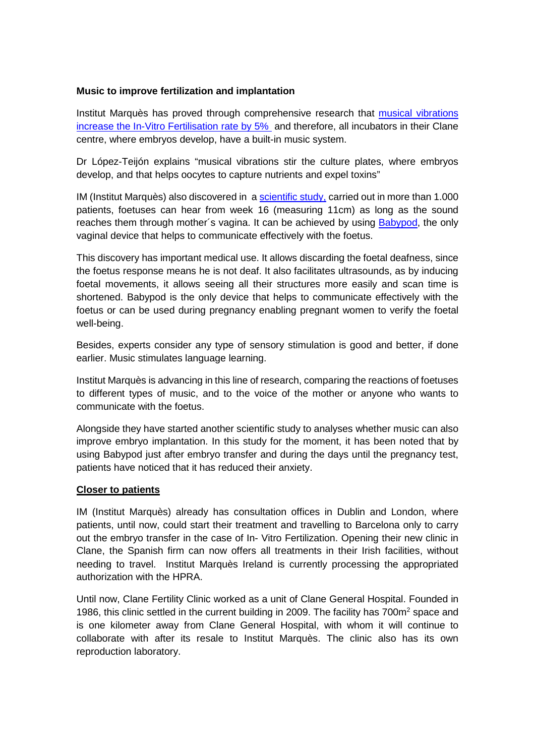**Music to improve fertilization and implantation**

Institut Marquès has proved through comprehensive research that musical vibrations increase the In-Vitro Fertilisation rate by 5% and therefore, all incubators in their Clane centre, where embryos develop, have a built-in music system.

Dr López-Teijón explains "musical vibrations stir the culture plates, where embryos develop, and that helps oocytes to capture nutrients and expel toxins"

IM (Institut Marquès) also discovered in a scientific study, carried out in more than 1.000 patients, foetuses can hear from week 16 (measuring 11cm) as long as the sound reaches them through mother´s vagina. It can be achieved by using Babypod, the only vaginal device that helps to communicate effectively with the foetus.

This discovery has important medical use. It allows discarding the foetal deafness, since the foetus response means he is not deaf. It also facilitates ultrasounds, as by inducing foetal movements, it allows seeing all their structures more easily and scan time is shortened. Babypod is the only device that helps to communicate effectively with the foetus or can be used during pregnancy enabling pregnant women to verify the foetal well-being.

Besides, experts consider any type of sensory stimulation is good and better, if done earlier. Music stimulates language learning.

Institut Marquès is advancing in this line of research, comparing the reactions of foetuses to different types of music, and to the voice of the mother or anyone who wants to communicate with the foetus.

Alongside they have started another scientific study to analyses whether music can also improve embryo implantation. In this study for the moment, it has been noted that by using Babypod just after embryo transfer and during the days until the pregnancy test, patients have noticed that it has reduced their anxiety.

**Closer to patients**

IM (Institut Marquès) already has consultation offices in Dublin and London, where patients, until now, could start their treatment and travelling to Barcelona only to carry out the embryo transfer in the case of In- Vitro Fertilization. Opening their new clinic in Clane, the Spanish firm can now offers all treatments in their Irish facilities, without needing to travel. Institut Marquès Ireland is currently processing the appropriated authorization with the HPRA.

Until now, Clane Fertility Clinic worked as a unit of Clane General Hospital. Founded in 1986, this clinic settled in the current building in 2009. The facility has 700m$^2$ space and is one kilometer away from Clane General Hospital, with whom it will continue to collaborate with after its resale to Institut Marquès. The clinic also has its own reproduction laboratory.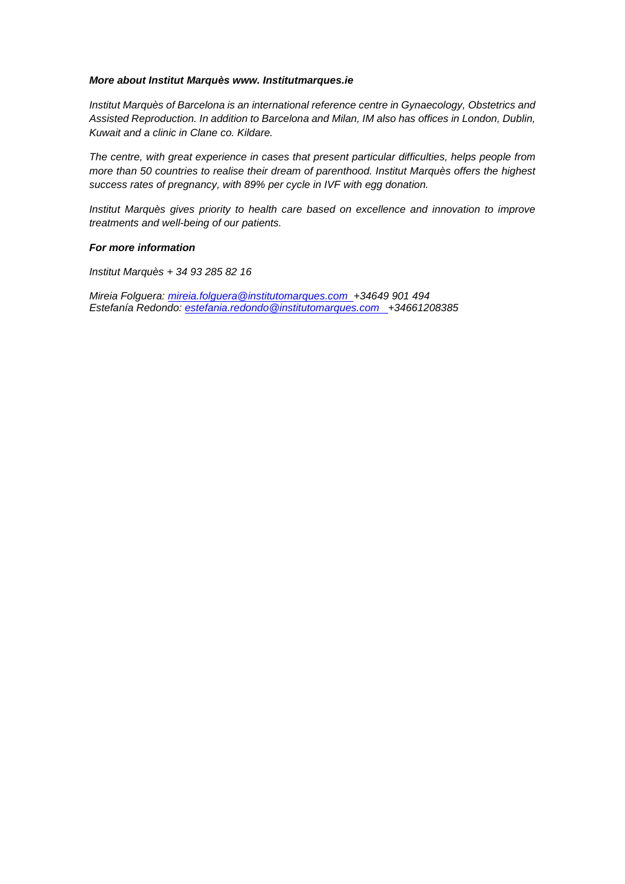***More about Institut Marquès www. Institutmarques.ie***

*Institut Marquès of Barcelona is an international reference centre in Gynaecology, Obstetrics and Assisted Reproduction. In addition to Barcelona and Milan, IM also has offices in London, Dublin, Kuwait and a clinic in Clane co. Kildare.*

*The centre, with great experience in cases that present particular difficulties, helps people from more than 50 countries to realise their dream of parenthood. Institut Marquès offers the highest success rates of pregnancy, with 89% per cycle in IVF with egg donation.*

*Institut Marquès gives priority to health care based on excellence and innovation to improve treatments and well-being of our patients.*

***For more information***

*Institut Marquès + 34 93 285 82 16*

*Mireia Folguera: mireia.folguera@institutomarques.com +34649 901 494*
*Estefanía Redondo: estefania.redondo@institutomarques.com +34661208385*